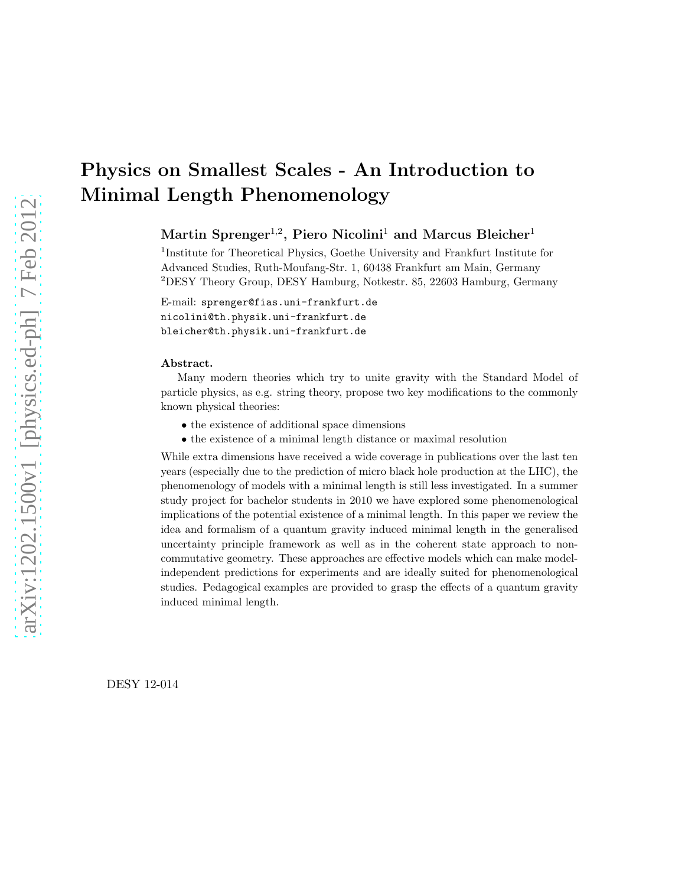# Physics on Smallest Scales - An Introduction to Minimal Length Phenomenology

**Martin Sprenger[1,2], Piero Nicolini[1] and Marcus Bleicher[1]**

[1]Institute for Theoretical Physics, Goethe University and Frankfurt Institute for Advanced Studies, Ruth-Moufang-Str. 1, 60438 Frankfurt am Main, Germany
[2]DESY Theory Group, DESY Hamburg, Notkestr. 85, 22603 Hamburg, Germany

E-mail: sprenger@fias.uni-frankfurt.de
nicolini@th.physik.uni-frankfurt.de
bleicher@th.physik.uni-frankfurt.de

**Abstract.**

Many modern theories which try to unite gravity with the Standard Model of particle physics, as e.g. string theory, propose two key modifications to the commonly known physical theories:

- the existence of additional space dimensions
- the existence of a minimal length distance or maximal resolution

While extra dimensions have received a wide coverage in publications over the last ten years (especially due to the prediction of micro black hole production at the LHC), the phenomenology of models with a minimal length is still less investigated. In a summer study project for bachelor students in 2010 we have explored some phenomenological implications of the potential existence of a minimal length. In this paper we review the idea and formalism of a quantum gravity induced minimal length in the generalised uncertainty principle framework as well as in the coherent state approach to non-commutative geometry. These approaches are effective models which can make model-independent predictions for experiments and are ideally suited for phenomenological studies. Pedagogical examples are provided to grasp the effects of a quantum gravity induced minimal length.

DESY 12-014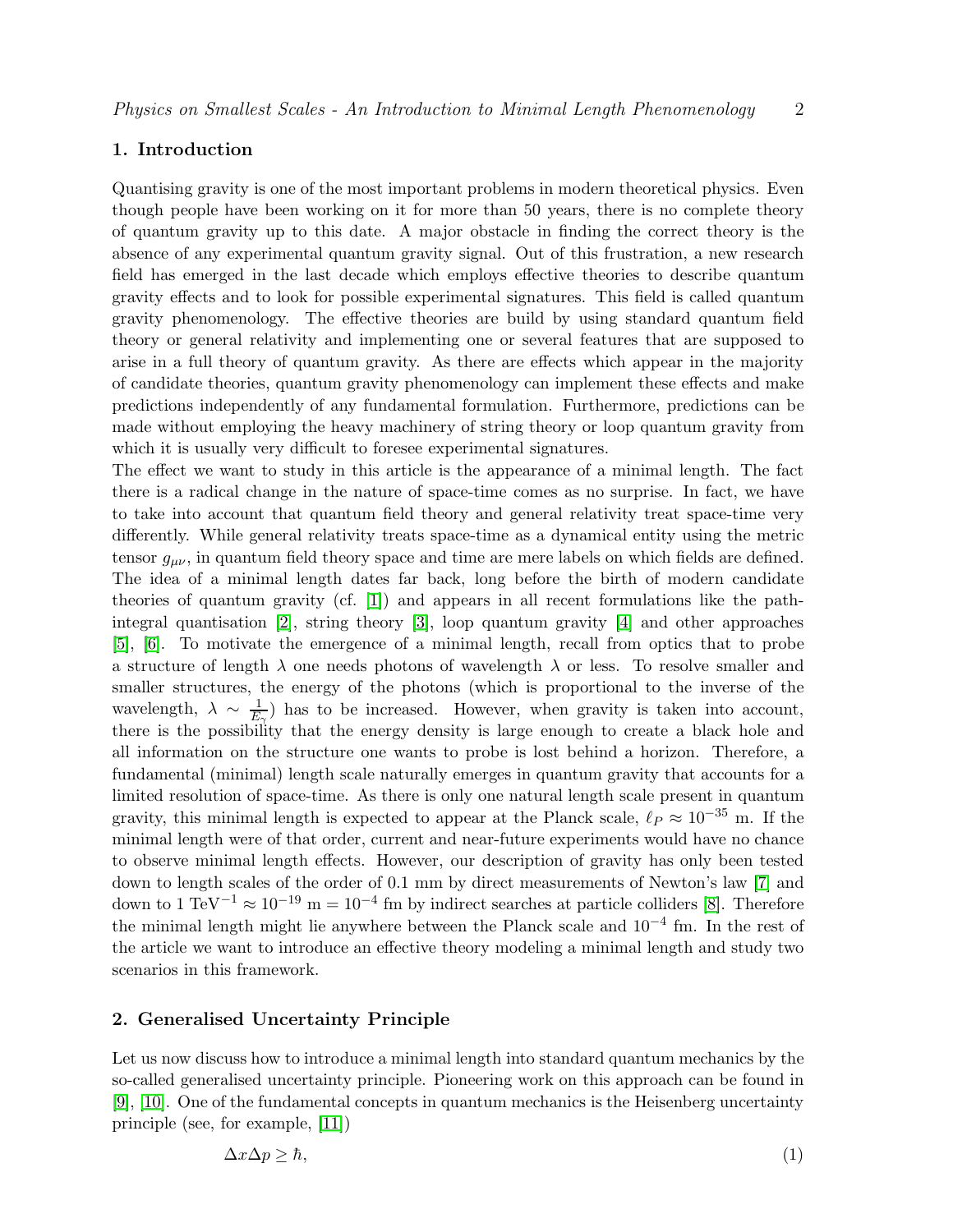## 1. Introduction

Quantising gravity is one of the most important problems in modern theoretical physics. Even though people have been working on it for more than 50 years, there is no complete theory of quantum gravity up to this date. A major obstacle in finding the correct theory is the absence of any experimental quantum gravity signal. Out of this frustration, a new research field has emerged in the last decade which employs effective theories to describe quantum gravity effects and to look for possible experimental signatures. This field is called quantum gravity phenomenology. The effective theories are build by using standard quantum field theory or general relativity and implementing one or several features that are supposed to arise in a full theory of quantum gravity. As there are effects which appear in the majority of candidate theories, quantum gravity phenomenology can implement these effects and make predictions independently of any fundamental formulation. Furthermore, predictions can be made without employing the heavy machinery of string theory or loop quantum gravity from which it is usually very difficult to foresee experimental signatures.

The effect we want to study in this article is the appearance of a minimal length. The fact there is a radical change in the nature of space-time comes as no surprise. In fact, we have to take into account that quantum field theory and general relativity treat space-time very differently. While general relativity treats space-time as a dynamical entity using the metric tensor $g_{\mu\nu}$, in quantum field theory space and time are mere labels on which fields are defined. The idea of a minimal length dates far back, long before the birth of modern candidate theories of quantum gravity (cf. [1]) and appears in all recent formulations like the path-integral quantisation [2], string theory [3], loop quantum gravity [4] and other approaches [5], [6]. To motivate the emergence of a minimal length, recall from optics that to probe a structure of length $\lambda$ one needs photons of wavelength $\lambda$ or less. To resolve smaller and smaller structures, the energy of the photons (which is proportional to the inverse of the wavelength, $\lambda \sim \frac{1}{E_\gamma}$) has to be increased. However, when gravity is taken into account, there is the possibility that the energy density is large enough to create a black hole and all information on the structure one wants to probe is lost behind a horizon. Therefore, a fundamental (minimal) length scale naturally emerges in quantum gravity that accounts for a limited resolution of space-time. As there is only one natural length scale present in quantum gravity, this minimal length is expected to appear at the Planck scale, $\ell_P \approx 10^{-35}$ m. If the minimal length were of that order, current and near-future experiments would have no chance to observe minimal length effects. However, our description of gravity has only been tested down to length scales of the order of 0.1 mm by direct measurements of Newton's law [7] and down to 1 $\text{TeV}^{-1} \approx 10^{-19}$ m $= 10^{-4}$ fm by indirect searches at particle colliders [8]. Therefore the minimal length might lie anywhere between the Planck scale and $10^{-4}$ fm. In the rest of the article we want to introduce an effective theory modeling a minimal length and study two scenarios in this framework.

## 2. Generalised Uncertainty Principle

Let us now discuss how to introduce a minimal length into standard quantum mechanics by the so-called generalised uncertainty principle. Pioneering work on this approach can be found in [9], [10]. One of the fundamental concepts in quantum mechanics is the Heisenberg uncertainty principle (see, for example, [11])

$$\Delta x \Delta p \geq \hbar, \tag{1}$$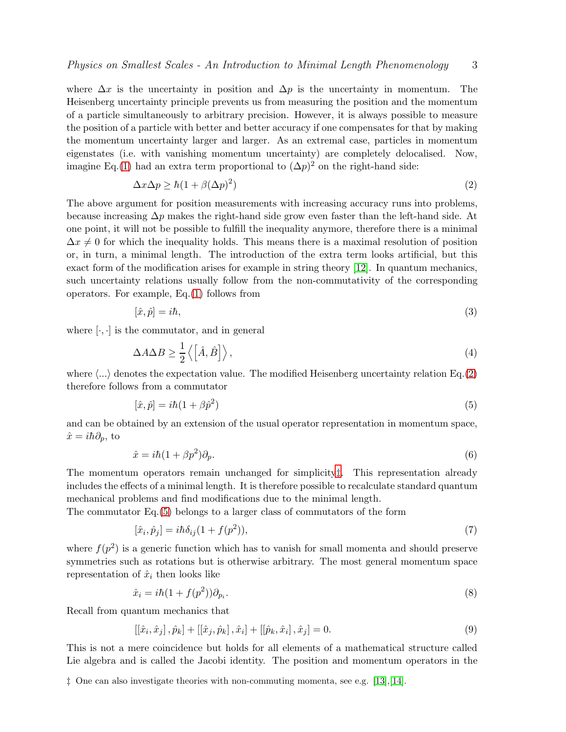where $\Delta x$ is the uncertainty in position and $\Delta p$ is the uncertainty in momentum. The Heisenberg uncertainty principle prevents us from measuring the position and the momentum of a particle simultaneously to arbitrary precision. However, it is always possible to measure the position of a particle with better and better accuracy if one compensates for that by making the momentum uncertainty larger and larger. As an extremal case, particles in momentum eigenstates (i.e. with vanishing momentum uncertainty) are completely delocalised. Now, imagine Eq.(1) had an extra term proportional to $(\Delta p)^2$ on the right-hand side:

$$\Delta x \Delta p \geq \hbar(1 + \beta(\Delta p)^2) \tag{2}$$

The above argument for position measurements with increasing accuracy runs into problems, because increasing $\Delta p$ makes the right-hand side grow even faster than the left-hand side. At one point, it will not be possible to fulfill the inequality anymore, therefore there is a minimal $\Delta x \neq 0$ for which the inequality holds. This means there is a maximal resolution of position or, in turn, a minimal length. The introduction of the extra term looks artificial, but this exact form of the modification arises for example in string theory [12]. In quantum mechanics, such uncertainty relations usually follow from the non-commutativity of the corresponding operators. For example, Eq.(1) follows from

$$[\hat{x}, \hat{p}] = i\hbar, \tag{3}$$

where $[\cdot, \cdot]$ is the commutator, and in general

$$\Delta A \Delta B \geq \frac{1}{2}\left\langle \left[\hat{A}, \hat{B}\right] \right\rangle, \tag{4}$$

where $\langle ... \rangle$ denotes the expectation value. The modified Heisenberg uncertainty relation Eq.(2) therefore follows from a commutator

$$[\hat{x}, \hat{p}] = i\hbar(1 + \beta\hat{p}^2) \tag{5}$$

and can be obtained by an extension of the usual operator representation in momentum space, $\hat{x} = i\hbar\partial_p$, to

$$\hat{x} = i\hbar(1 + \beta p^2)\partial_p. \tag{6}$$

The momentum operators remain unchanged for simplicity‡. This representation already includes the effects of a minimal length. It is therefore possible to recalculate standard quantum mechanical problems and find modifications due to the minimal length.
The commutator Eq.(5) belongs to a larger class of commutators of the form

$$[\hat{x}_i, \hat{p}_j] = i\hbar\delta_{ij}(1 + f(p^2)), \tag{7}$$

where $f(p^2)$ is a generic function which has to vanish for small momenta and should preserve symmetries such as rotations but is otherwise arbitrary. The most general momentum space representation of $\hat{x}_i$ then looks like

$$\hat{x}_i = i\hbar(1 + f(p^2))\partial_{p_i}. \tag{8}$$

Recall from quantum mechanics that

$$[[\hat{x}_i, \hat{x}_j], \hat{p}_k] + [[\hat{x}_j, \hat{p}_k], \hat{x}_i] + [[\hat{p}_k, \hat{x}_i], \hat{x}_j] = 0. \tag{9}$$

This is not a mere coincidence but holds for all elements of a mathematical structure called Lie algebra and is called the Jacobi identity. The position and momentum operators in the

‡ One can also investigate theories with non-commuting momenta, see e.g. [13],[14].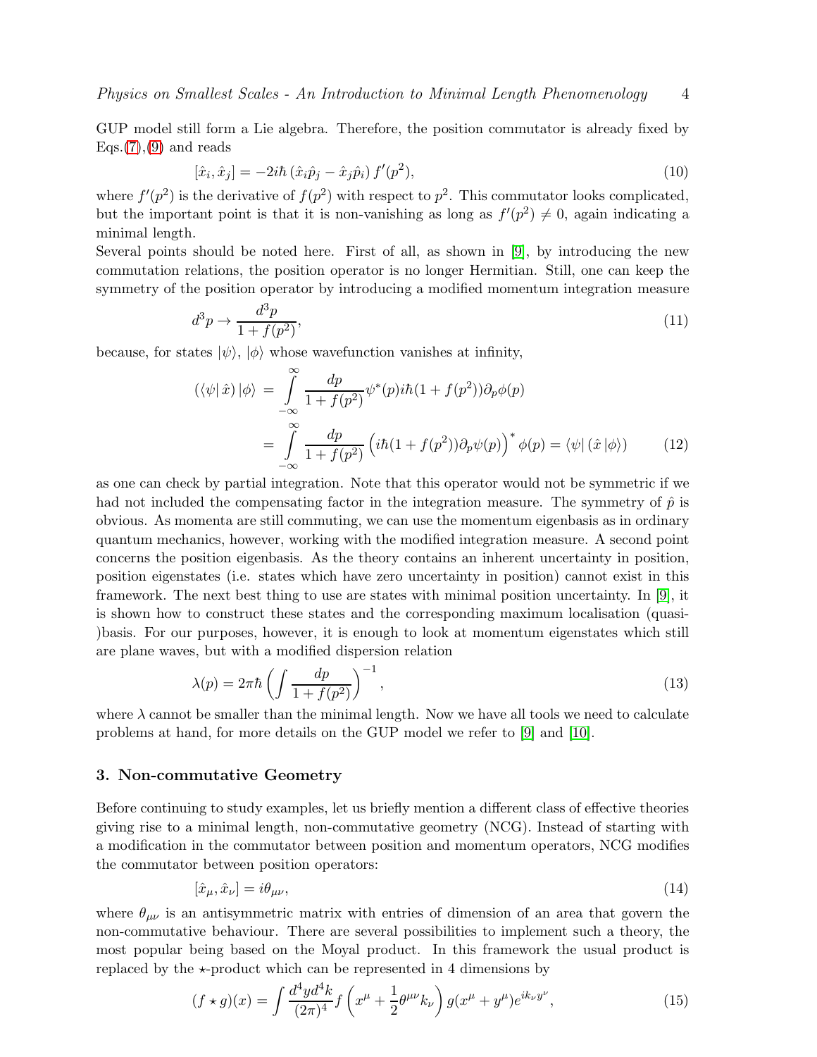GUP model still form a Lie algebra. Therefore, the position commutator is already fixed by Eqs.(7),(9) and reads

$$[\hat{x}_i, \hat{x}_j] = -2i\hbar\,(\hat{x}_i\hat{p}_j - \hat{x}_j\hat{p}_i)\, f'(p^2), \tag{10}$$

where $f'(p^2)$ is the derivative of $f(p^2)$ with respect to $p^2$. This commutator looks complicated, but the important point is that it is non-vanishing as long as $f'(p^2) \neq 0$, again indicating a minimal length.

Several points should be noted here. First of all, as shown in [9], by introducing the new commutation relations, the position operator is no longer Hermitian. Still, one can keep the symmetry of the position operator by introducing a modified momentum integration measure

$$d^3p \rightarrow \frac{d^3p}{1+f(p^2)}, \tag{11}$$

because, for states $|\psi\rangle$, $|\phi\rangle$ whose wavefunction vanishes at infinity,

$$\begin{aligned}
(\langle\psi|\,\hat{x})\,|\phi\rangle &= \int\limits_{-\infty}^{\infty} \frac{dp}{1+f(p^2)} \psi^*(p) i\hbar(1+f(p^2))\partial_p\phi(p) \\
&= \int\limits_{-\infty}^{\infty} \frac{dp}{1+f(p^2)} \left(i\hbar(1+f(p^2))\partial_p\psi(p)\right)^* \phi(p) = \langle\psi|\,(\hat{x}\,|\phi\rangle)
\end{aligned} \tag{12}$$

as one can check by partial integration. Note that this operator would not be symmetric if we had not included the compensating factor in the integration measure. The symmetry of $\hat{p}$ is obvious. As momenta are still commuting, we can use the momentum eigenbasis as in ordinary quantum mechanics, however, working with the modified integration measure. A second point concerns the position eigenbasis. As the theory contains an inherent uncertainty in position, position eigenstates (i.e. states which have zero uncertainty in position) cannot exist in this framework. The next best thing to use are states with minimal position uncertainty. In [9], it is shown how to construct these states and the corresponding maximum localisation (quasi-)basis. For our purposes, however, it is enough to look at momentum eigenstates which still are plane waves, but with a modified dispersion relation

$$\lambda(p) = 2\pi\hbar \left(\int \frac{dp}{1+f(p^2)}\right)^{-1}, \tag{13}$$

where $\lambda$ cannot be smaller than the minimal length. Now we have all tools we need to calculate problems at hand, for more details on the GUP model we refer to [9] and [10].

## 3. Non-commutative Geometry

Before continuing to study examples, let us briefly mention a different class of effective theories giving rise to a minimal length, non-commutative geometry (NCG). Instead of starting with a modification in the commutator between position and momentum operators, NCG modifies the commutator between position operators:

$$[\hat{x}_\mu, \hat{x}_\nu] = i\theta_{\mu\nu}, \tag{14}$$

where $\theta_{\mu\nu}$ is an antisymmetric matrix with entries of dimension of an area that govern the non-commutative behaviour. There are several possibilities to implement such a theory, the most popular being based on the Moyal product. In this framework the usual product is replaced by the $\star$-product which can be represented in 4 dimensions by

$$(f \star g)(x) = \int \frac{d^4y d^4k}{(2\pi)^4} f\left(x^\mu + \frac{1}{2}\theta^{\mu\nu}k_\nu\right) g(x^\mu + y^\mu) e^{ik_\nu y^\nu}, \tag{15}$$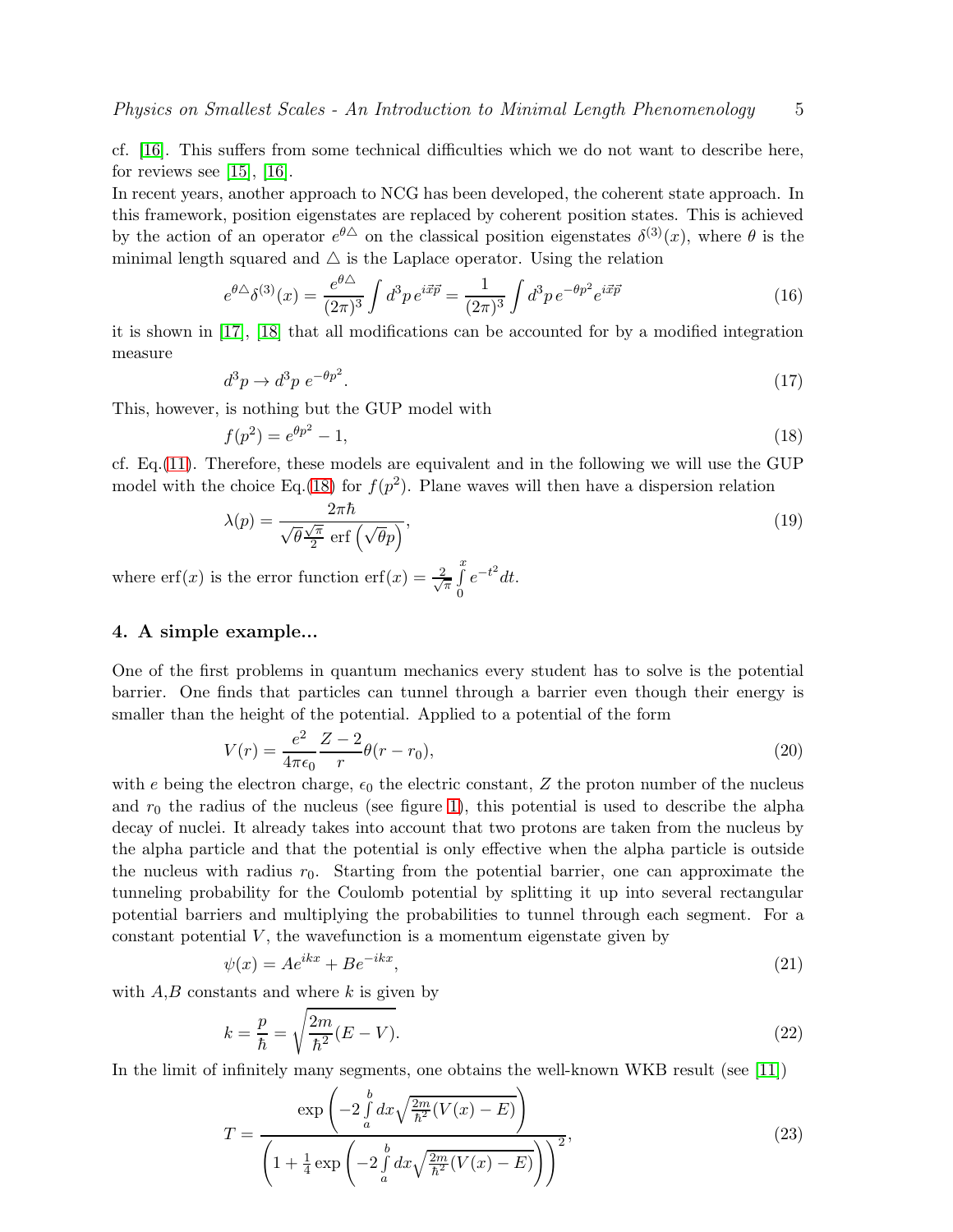cf. [16]. This suffers from some technical difficulties which we do not want to describe here, for reviews see [15], [16].
In recent years, another approach to NCG has been developed, the coherent state approach. In this framework, position eigenstates are replaced by coherent position states. This is achieved by the action of an operator $e^{\theta\triangle}$ on the classical position eigenstates $\delta^{(3)}(x)$, where $\theta$ is the minimal length squared and $\triangle$ is the Laplace operator. Using the relation

$$e^{\theta\triangle}\delta^{(3)}(x) = \frac{e^{\theta\triangle}}{(2\pi)^3}\int d^3p\, e^{i\vec{x}\vec{p}} = \frac{1}{(2\pi)^3}\int d^3p\, e^{-\theta p^2} e^{i\vec{x}\vec{p}} \tag{16}$$

it is shown in [17], [18] that all modifications can be accounted for by a modified integration measure

$$d^3p \to d^3p\; e^{-\theta p^2}. \tag{17}$$

This, however, is nothing but the GUP model with

$$f(p^2) = e^{\theta p^2} - 1, \tag{18}$$

cf. Eq.(11). Therefore, these models are equivalent and in the following we will use the GUP model with the choice Eq.(18) for $f(p^2)$. Plane waves will then have a dispersion relation

$$\lambda(p) = \frac{2\pi\hbar}{\sqrt{\theta}\frac{\sqrt{\pi}}{2}\,\mathrm{erf}\left(\sqrt{\theta}p\right)}, \tag{19}$$

where $\mathrm{erf}(x)$ is the error function $\mathrm{erf}(x) = \frac{2}{\sqrt{\pi}}\int\limits_0^x e^{-t^2}dt$.

## 4. A simple example...

One of the first problems in quantum mechanics every student has to solve is the potential barrier. One finds that particles can tunnel through a barrier even though their energy is smaller than the height of the potential. Applied to a potential of the form

$$V(r) = \frac{e^2}{4\pi\epsilon_0}\frac{Z-2}{r}\theta(r-r_0), \tag{20}$$

with $e$ being the electron charge, $\epsilon_0$ the electric constant, $Z$ the proton number of the nucleus and $r_0$ the radius of the nucleus (see figure 1), this potential is used to describe the alpha decay of nuclei. It already takes into account that two protons are taken from the nucleus by the alpha particle and that the potential is only effective when the alpha particle is outside the nucleus with radius $r_0$. Starting from the potential barrier, one can approximate the tunneling probability for the Coulomb potential by splitting it up into several rectangular potential barriers and multiplying the probabilities to tunnel through each segment. For a constant potential $V$, the wavefunction is a momentum eigenstate given by

$$\psi(x) = Ae^{ikx} + Be^{-ikx}, \tag{21}$$

with $A$,$B$ constants and where $k$ is given by

$$k = \frac{p}{\hbar} = \sqrt{\frac{2m}{\hbar^2}(E-V)}. \tag{22}$$

In the limit of infinitely many segments, one obtains the well-known WKB result (see [11])

$$T = \frac{\exp\left(-2\int\limits_a^b dx\sqrt{\frac{2m}{\hbar^2}(V(x)-E)}\right)}{\left(1+\frac{1}{4}\exp\left(-2\int\limits_a^b dx\sqrt{\frac{2m}{\hbar^2}(V(x)-E)}\right)\right)^2}, \tag{23}$$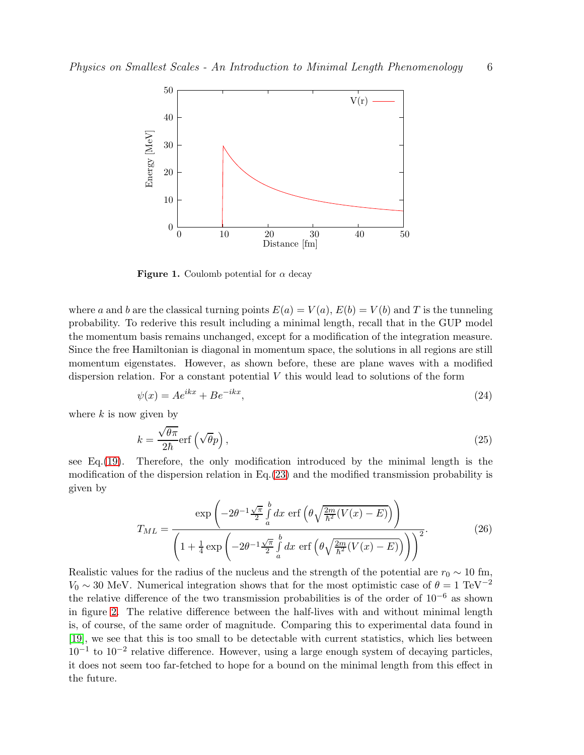**Figure 1.** Coulomb potential for $\alpha$ decay

where $a$ and $b$ are the classical turning points $E(a) = V(a)$, $E(b) = V(b)$ and $T$ is the tunneling probability. To rederive this result including a minimal length, recall that in the GUP model the momentum basis remains unchanged, except for a modification of the integration measure. Since the free Hamiltonian is diagonal in momentum space, the solutions in all regions are still momentum eigenstates. However, as shown before, these are plane waves with a modified dispersion relation. For a constant potential $V$ this would lead to solutions of the form

$$\psi(x) = Ae^{ikx} + Be^{-ikx}, \tag{24}$$

where $k$ is now given by

$$k = \frac{\sqrt{\theta\pi}}{2\hbar}\operatorname{erf}\left(\sqrt{\theta}p\right), \tag{25}$$

see Eq.(19). Therefore, the only modification introduced by the minimal length is the modification of the dispersion relation in Eq.(23) and the modified transmission probability is given by

$$T_{ML} = \frac{\exp\left(-2\theta^{-1}\frac{\sqrt{\pi}}{2}\int\limits_a^b dx\ \operatorname{erf}\left(\theta\sqrt{\frac{2m}{\hbar^2}(V(x)-E)}\right)\right)}{\left(1+\frac{1}{4}\exp\left(-2\theta^{-1}\frac{\sqrt{\pi}}{2}\int\limits_a^b dx\ \operatorname{erf}\left(\theta\sqrt{\frac{2m}{\hbar^2}(V(x)-E)}\right)\right)\right)^2}. \tag{26}$$

Realistic values for the radius of the nucleus and the strength of the potential are $r_0 \sim 10$ fm, $V_0 \sim 30$ MeV. Numerical integration shows that for the most optimistic case of $\theta = 1$ TeV$^{-2}$ the relative difference of the two transmission probabilities is of the order of $10^{-6}$ as shown in figure 2. The relative difference between the half-lives with and without minimal length is, of course, of the same order of magnitude. Comparing this to experimental data found in [19], we see that this is too small to be detectable with current statistics, which lies between $10^{-1}$ to $10^{-2}$ relative difference. However, using a large enough system of decaying particles, it does not seem too far-fetched to hope for a bound on the minimal length from this effect in the future.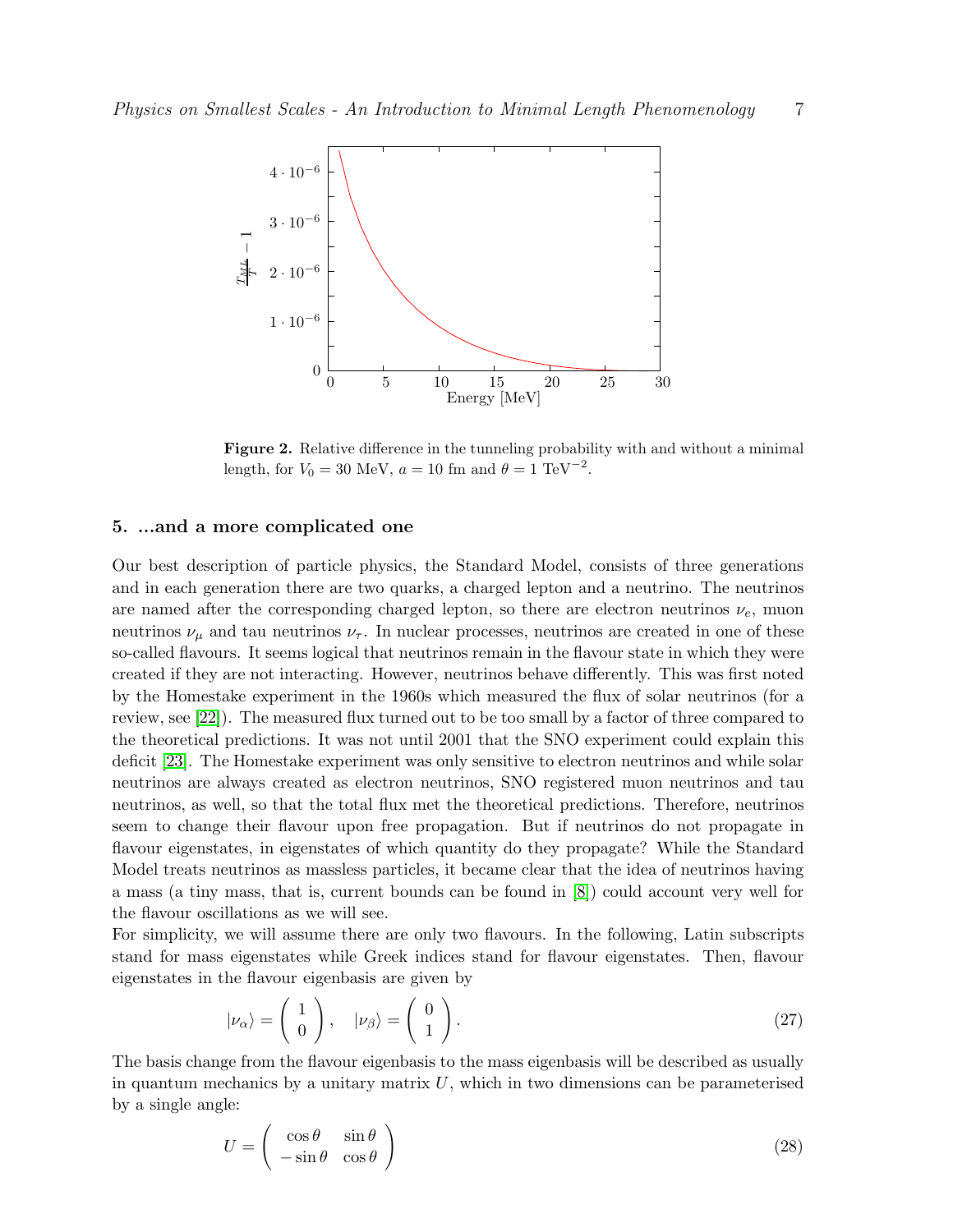**Figure 2.** Relative difference in the tunneling probability with and without a minimal length, for $V_0 = 30$ MeV, $a = 10$ fm and $\theta = 1$ TeV$^{-2}$.

## 5. ...and a more complicated one

Our best description of particle physics, the Standard Model, consists of three generations and in each generation there are two quarks, a charged lepton and a neutrino. The neutrinos are named after the corresponding charged lepton, so there are electron neutrinos $\nu_e$, muon neutrinos $\nu_\mu$ and tau neutrinos $\nu_\tau$. In nuclear processes, neutrinos are created in one of these so-called flavours. It seems logical that neutrinos remain in the flavour state in which they were created if they are not interacting. However, neutrinos behave differently. This was first noted by the Homestake experiment in the 1960s which measured the flux of solar neutrinos (for a review, see [22]). The measured flux turned out to be too small by a factor of three compared to the theoretical predictions. It was not until 2001 that the SNO experiment could explain this deficit [23]. The Homestake experiment was only sensitive to electron neutrinos and while solar neutrinos are always created as electron neutrinos, SNO registered muon neutrinos and tau neutrinos, as well, so that the total flux met the theoretical predictions. Therefore, neutrinos seem to change their flavour upon free propagation. But if neutrinos do not propagate in flavour eigenstates, in eigenstates of which quantity do they propagate? While the Standard Model treats neutrinos as massless particles, it became clear that the idea of neutrinos having a mass (a tiny mass, that is, current bounds can be found in [8]) could account very well for the flavour oscillations as we will see.

For simplicity, we will assume there are only two flavours. In the following, Latin subscripts stand for mass eigenstates while Greek indices stand for flavour eigenstates. Then, flavour eigenstates in the flavour eigenbasis are given by

$$|\nu_\alpha\rangle = \begin{pmatrix} 1 \\ 0 \end{pmatrix}, \quad |\nu_\beta\rangle = \begin{pmatrix} 0 \\ 1 \end{pmatrix}. \tag{27}$$

The basis change from the flavour eigenbasis to the mass eigenbasis will be described as usually in quantum mechanics by a unitary matrix $U$, which in two dimensions can be parameterised by a single angle:

$$U = \begin{pmatrix} \cos\theta & \sin\theta \\ -\sin\theta & \cos\theta \end{pmatrix} \tag{28}$$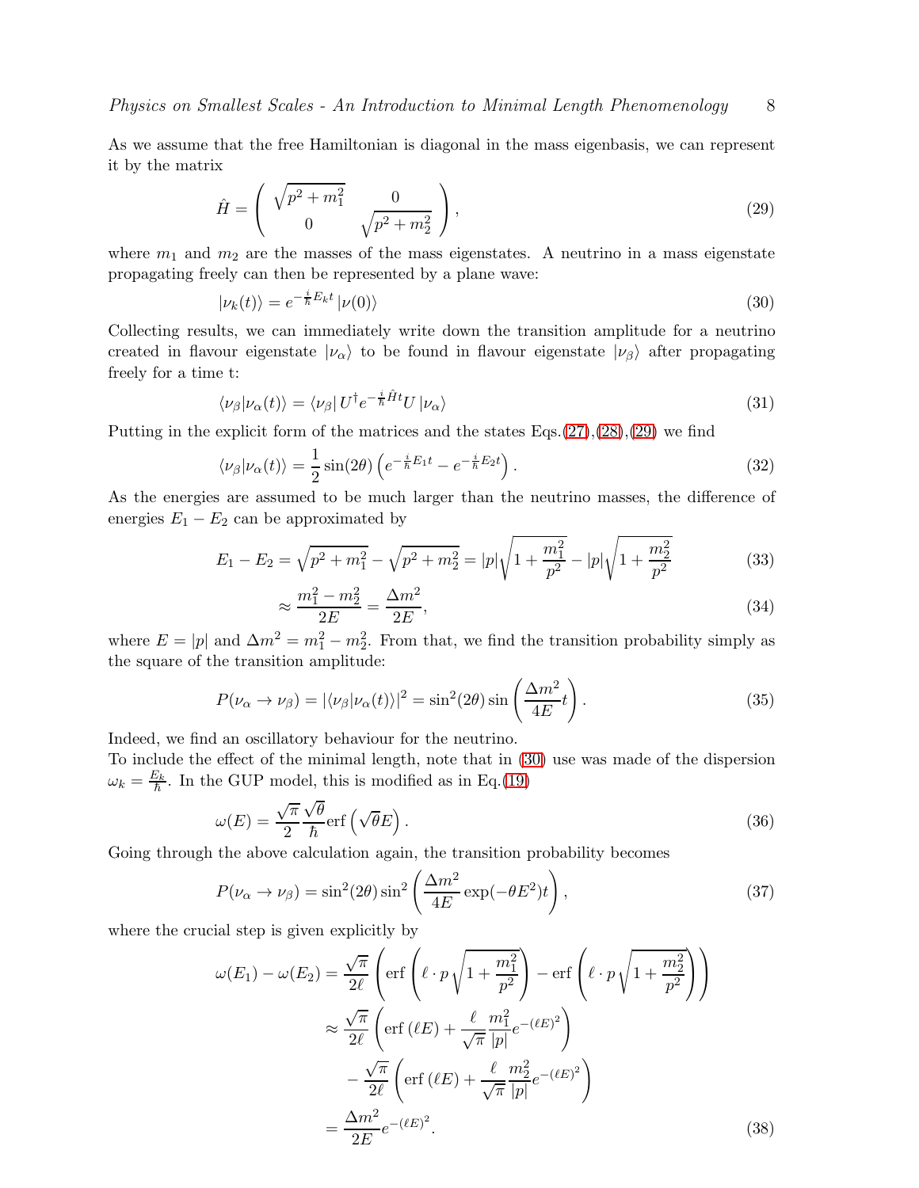As we assume that the free Hamiltonian is diagonal in the mass eigenbasis, we can represent it by the matrix

$$\hat{H} = \begin{pmatrix} \sqrt{p^2 + m_1^2} & 0 \\ 0 & \sqrt{p^2 + m_2^2} \end{pmatrix}, \tag{29}$$

where $m_1$ and $m_2$ are the masses of the mass eigenstates. A neutrino in a mass eigenstate propagating freely can then be represented by a plane wave:

$$|\nu_k(t)\rangle = e^{-\frac{i}{\hbar}E_k t} |\nu(0)\rangle \tag{30}$$

Collecting results, we can immediately write down the transition amplitude for a neutrino created in flavour eigenstate $|\nu_\alpha\rangle$ to be found in flavour eigenstate $|\nu_\beta\rangle$ after propagating freely for a time t:

$$\langle \nu_\beta | \nu_\alpha(t) \rangle = \langle \nu_\beta | U^\dagger e^{-\frac{i}{\hbar}\hat{H}t} U |\nu_\alpha\rangle \tag{31}$$

Putting in the explicit form of the matrices and the states Eqs.(27),(28),(29) we find

$$\langle \nu_\beta | \nu_\alpha(t) \rangle = \frac{1}{2}\sin(2\theta)\left(e^{-\frac{i}{\hbar}E_1 t} - e^{-\frac{i}{\hbar}E_2 t}\right). \tag{32}$$

As the energies are assumed to be much larger than the neutrino masses, the difference of energies $E_1 - E_2$ can be approximated by

$$E_1 - E_2 = \sqrt{p^2 + m_1^2} - \sqrt{p^2 + m_2^2} = |p|\sqrt{1 + \frac{m_1^2}{p^2}} - |p|\sqrt{1 + \frac{m_2^2}{p^2}} \tag{33}$$

$$\approx \frac{m_1^2 - m_2^2}{2E} = \frac{\Delta m^2}{2E}, \tag{34}$$

where $E = |p|$ and $\Delta m^2 = m_1^2 - m_2^2$. From that, we find the transition probability simply as the square of the transition amplitude:

$$P(\nu_\alpha \to \nu_\beta) = |\langle \nu_\beta | \nu_\alpha(t) \rangle|^2 = \sin^2(2\theta)\sin\left(\frac{\Delta m^2}{4E}t\right). \tag{35}$$

Indeed, we find an oscillatory behaviour for the neutrino.

To include the effect of the minimal length, note that in (30) use was made of the dispersion $\omega_k = \frac{E_k}{\hbar}$. In the GUP model, this is modified as in Eq.(19)

$$\omega(E) = \frac{\sqrt{\pi}}{2}\frac{\sqrt{\theta}}{\hbar}\mathrm{erf}\left(\sqrt{\theta}E\right). \tag{36}$$

Going through the above calculation again, the transition probability becomes

$$P(\nu_\alpha \to \nu_\beta) = \sin^2(2\theta)\sin^2\left(\frac{\Delta m^2}{4E}\exp(-\theta E^2)t\right), \tag{37}$$

where the crucial step is given explicitly by

$$\begin{aligned}
\omega(E_1) - \omega(E_2) &= \frac{\sqrt{\pi}}{2\ell}\left(\mathrm{erf}\left(\ell \cdot p\sqrt{1 + \frac{m_1^2}{p^2}}\right) - \mathrm{erf}\left(\ell \cdot p\sqrt{1 + \frac{m_2^2}{p^2}}\right)\right) \\
&\approx \frac{\sqrt{\pi}}{2\ell}\left(\mathrm{erf}\left(\ell E\right) + \frac{\ell}{\sqrt{\pi}}\frac{m_1^2}{|p|}e^{-(\ell E)^2}\right) \\
&\quad - \frac{\sqrt{\pi}}{2\ell}\left(\mathrm{erf}\left(\ell E\right) + \frac{\ell}{\sqrt{\pi}}\frac{m_2^2}{|p|}e^{-(\ell E)^2}\right) \\
&= \frac{\Delta m^2}{2E}e^{-(\ell E)^2}.
\end{aligned} \tag{38}$$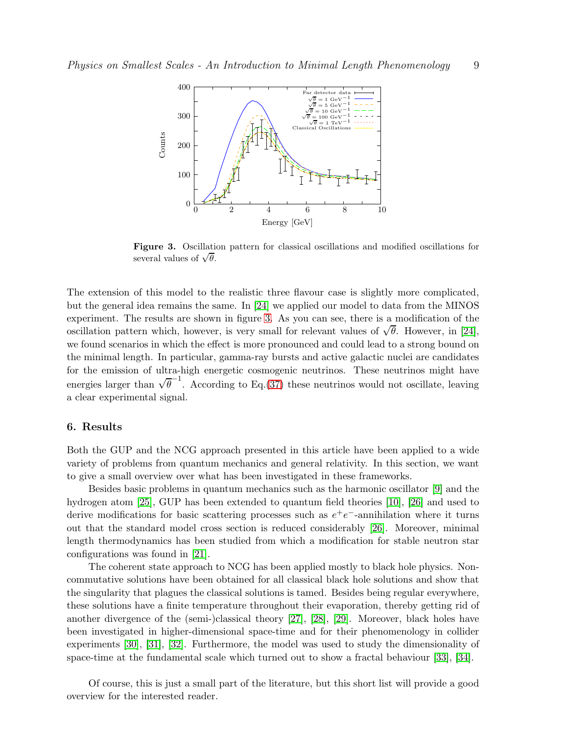**Figure 3.** Oscillation pattern for classical oscillations and modified oscillations for several values of $\sqrt{\theta}$.

The extension of this model to the realistic three flavour case is slightly more complicated, but the general idea remains the same. In [24] we applied our model to data from the MINOS experiment. The results are shown in figure 3. As you can see, there is a modification of the oscillation pattern which, however, is very small for relevant values of $\sqrt{\theta}$. However, in [24], we found scenarios in which the effect is more pronounced and could lead to a strong bound on the minimal length. In particular, gamma-ray bursts and active galactic nuclei are candidates for the emission of ultra-high energetic cosmogenic neutrinos. These neutrinos might have energies larger than $\sqrt{\theta}^{-1}$. According to Eq.(37) these neutrinos would not oscillate, leaving a clear experimental signal.

## 6. Results

Both the GUP and the NCG approach presented in this article have been applied to a wide variety of problems from quantum mechanics and general relativity. In this section, we want to give a small overview over what has been investigated in these frameworks.

Besides basic problems in quantum mechanics such as the harmonic oscillator [9] and the hydrogen atom [25], GUP has been extended to quantum field theories [10], [26] and used to derive modifications for basic scattering processes such as $e^+e^-$-annihilation where it turns out that the standard model cross section is reduced considerably [26]. Moreover, minimal length thermodynamics has been studied from which a modification for stable neutron star configurations was found in [21].

The coherent state approach to NCG has been applied mostly to black hole physics. Non-commutative solutions have been obtained for all classical black hole solutions and show that the singularity that plagues the classical solutions is tamed. Besides being regular everywhere, these solutions have a finite temperature throughout their evaporation, thereby getting rid of another divergence of the (semi-)classical theory [27], [28], [29]. Moreover, black holes have been investigated in higher-dimensional space-time and for their phenomenology in collider experiments [30], [31], [32]. Furthermore, the model was used to study the dimensionality of space-time at the fundamental scale which turned out to show a fractal behaviour [33], [34].

Of course, this is just a small part of the literature, but this short list will provide a good overview for the interested reader.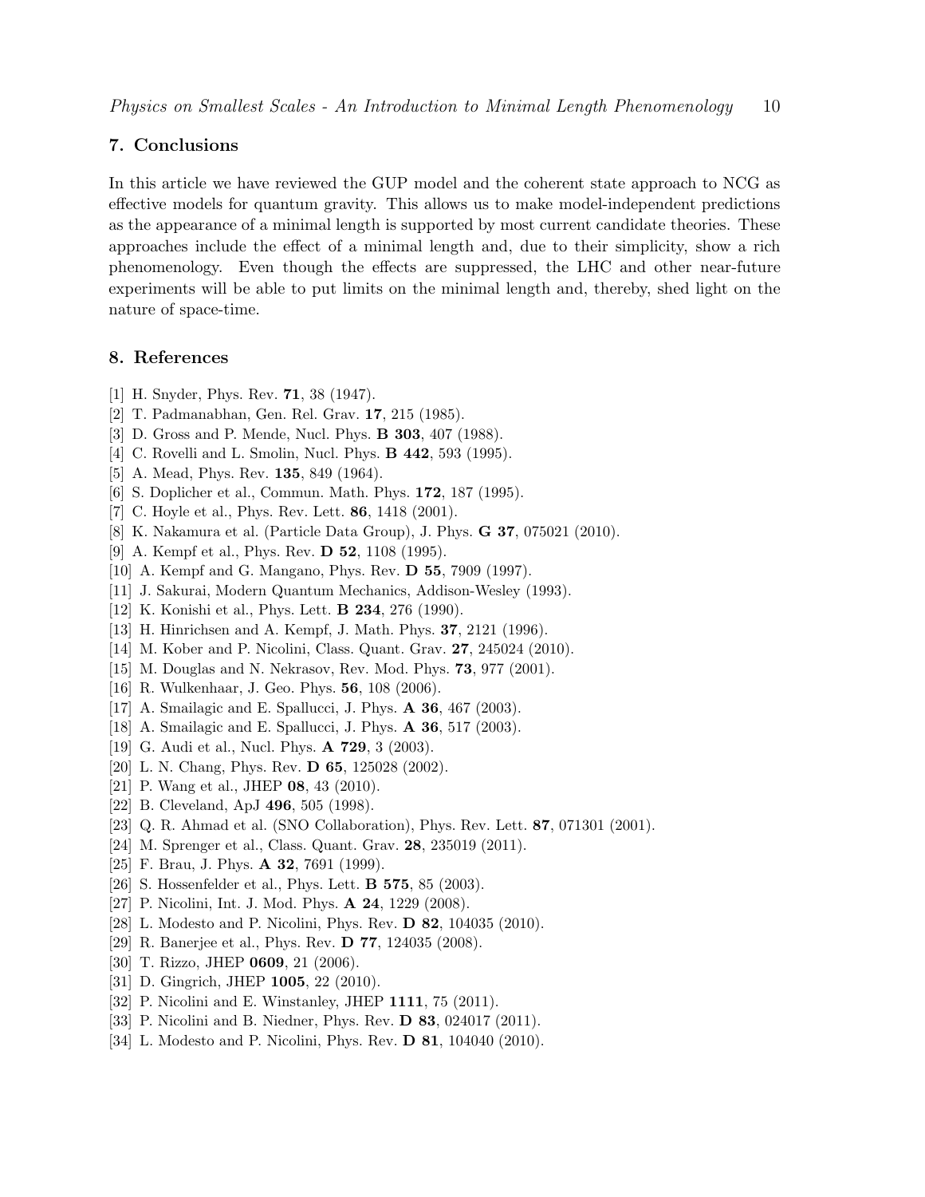## 7. Conclusions

In this article we have reviewed the GUP model and the coherent state approach to NCG as effective models for quantum gravity. This allows us to make model-independent predictions as the appearance of a minimal length is supported by most current candidate theories. These approaches include the effect of a minimal length and, due to their simplicity, show a rich phenomenology. Even though the effects are suppressed, the LHC and other near-future experiments will be able to put limits on the minimal length and, thereby, shed light on the nature of space-time.

## 8. References

[1] H. Snyder, Phys. Rev. **71**, 38 (1947).
[2] T. Padmanabhan, Gen. Rel. Grav. **17**, 215 (1985).
[3] D. Gross and P. Mende, Nucl. Phys. **B 303**, 407 (1988).
[4] C. Rovelli and L. Smolin, Nucl. Phys. **B 442**, 593 (1995).
[5] A. Mead, Phys. Rev. **135**, 849 (1964).
[6] S. Doplicher et al., Commun. Math. Phys. **172**, 187 (1995).
[7] C. Hoyle et al., Phys. Rev. Lett. **86**, 1418 (2001).
[8] K. Nakamura et al. (Particle Data Group), J. Phys. **G 37**, 075021 (2010).
[9] A. Kempf et al., Phys. Rev. **D 52**, 1108 (1995).
[10] A. Kempf and G. Mangano, Phys. Rev. **D 55**, 7909 (1997).
[11] J. Sakurai, Modern Quantum Mechanics, Addison-Wesley (1993).
[12] K. Konishi et al., Phys. Lett. **B 234**, 276 (1990).
[13] H. Hinrichsen and A. Kempf, J. Math. Phys. **37**, 2121 (1996).
[14] M. Kober and P. Nicolini, Class. Quant. Grav. **27**, 245024 (2010).
[15] M. Douglas and N. Nekrasov, Rev. Mod. Phys. **73**, 977 (2001).
[16] R. Wulkenhaar, J. Geo. Phys. **56**, 108 (2006).
[17] A. Smailagic and E. Spallucci, J. Phys. **A 36**, 467 (2003).
[18] A. Smailagic and E. Spallucci, J. Phys. **A 36**, 517 (2003).
[19] G. Audi et al., Nucl. Phys. **A 729**, 3 (2003).
[20] L. N. Chang, Phys. Rev. **D 65**, 125028 (2002).
[21] P. Wang et al., JHEP **08**, 43 (2010).
[22] B. Cleveland, ApJ **496**, 505 (1998).
[23] Q. R. Ahmad et al. (SNO Collaboration), Phys. Rev. Lett. **87**, 071301 (2001).
[24] M. Sprenger et al., Class. Quant. Grav. **28**, 235019 (2011).
[25] F. Brau, J. Phys. **A 32**, 7691 (1999).
[26] S. Hossenfelder et al., Phys. Lett. **B 575**, 85 (2003).
[27] P. Nicolini, Int. J. Mod. Phys. **A 24**, 1229 (2008).
[28] L. Modesto and P. Nicolini, Phys. Rev. **D 82**, 104035 (2010).
[29] R. Banerjee et al., Phys. Rev. **D 77**, 124035 (2008).
[30] T. Rizzo, JHEP **0609**, 21 (2006).
[31] D. Gingrich, JHEP **1005**, 22 (2010).
[32] P. Nicolini and E. Winstanley, JHEP **1111**, 75 (2011).
[33] P. Nicolini and B. Niedner, Phys. Rev. **D 83**, 024017 (2011).
[34] L. Modesto and P. Nicolini, Phys. Rev. **D 81**, 104040 (2010).